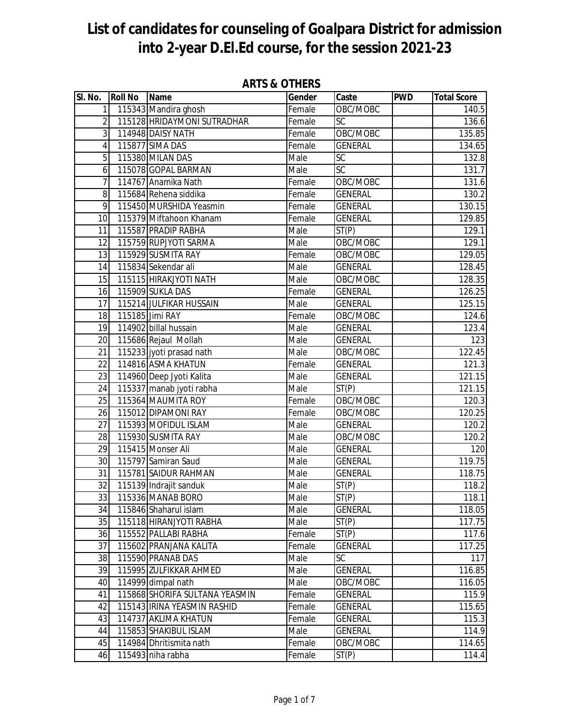# List of candidates for counseling of Goalpara District for admission into 2-year D.El.Ed course, for the session 2021-23

## ARTS & OTHERS

| Sl. No. | Roll No | Name | Gender | Caste | PWD | Total Score |
|---|---|---|---|---|---|---|
| 1 | 115343 | Mandira ghosh | Female | OBC/MOBC | | 140.5 |
| 2 | 115128 | HRIDAYMONI SUTRADHAR | Female | SC | | 136.6 |
| 3 | 114948 | DAISY NATH | Female | OBC/MOBC | | 135.85 |
| 4 | 115877 | SIMA DAS | Female | GENERAL | | 134.65 |
| 5 | 115380 | MILAN DAS | Male | SC | | 132.8 |
| 6 | 115078 | GOPAL BARMAN | Male | SC | | 131.7 |
| 7 | 114767 | Anamika Nath | Female | OBC/MOBC | | 131.6 |
| 8 | 115684 | Rehena siddika | Female | GENERAL | | 130.2 |
| 9 | 115450 | MURSHIDA Yeasmin | Female | GENERAL | | 130.15 |
| 10 | 115379 | Miftahoon Khanam | Female | GENERAL | | 129.85 |
| 11 | 115587 | PRADIP RABHA | Male | ST(P) | | 129.1 |
| 12 | 115759 | RUPJYOTI SARMA | Male | OBC/MOBC | | 129.1 |
| 13 | 115929 | SUSMITA RAY | Female | OBC/MOBC | | 129.05 |
| 14 | 115834 | Sekendar ali | Male | GENERAL | | 128.45 |
| 15 | 115115 | HIRAKJYOTI NATH | Male | OBC/MOBC | | 128.35 |
| 16 | 115909 | SUKLA DAS | Female | GENERAL | | 126.25 |
| 17 | 115214 | JULFIKAR HUSSAIN | Male | GENERAL | | 125.15 |
| 18 | 115185 | Jimi RAY | Female | OBC/MOBC | | 124.6 |
| 19 | 114902 | billal hussain | Male | GENERAL | | 123.4 |
| 20 | 115686 | Rejaul Mollah | Male | GENERAL | | 123 |
| 21 | 115233 | jyoti prasad nath | Male | OBC/MOBC | | 122.45 |
| 22 | 114816 | ASMA KHATUN | Female | GENERAL | | 121.3 |
| 23 | 114960 | Deep Jyoti Kalita | Male | GENERAL | | 121.15 |
| 24 | 115337 | manab jyoti rabha | Male | ST(P) | | 121.15 |
| 25 | 115364 | MAUMITA ROY | Female | OBC/MOBC | | 120.3 |
| 26 | 115012 | DIPAMONI RAY | Female | OBC/MOBC | | 120.25 |
| 27 | 115393 | MOFIDUL ISLAM | Male | GENERAL | | 120.2 |
| 28 | 115930 | SUSMITA RAY | Male | OBC/MOBC | | 120.2 |
| 29 | 115415 | Monser Ali | Male | GENERAL | | 120 |
| 30 | 115797 | Samiran Saud | Male | GENERAL | | 119.75 |
| 31 | 115781 | SAIDUR RAHMAN | Male | GENERAL | | 118.75 |
| 32 | 115139 | Indrajit sanduk | Male | ST(P) | | 118.2 |
| 33 | 115336 | MANAB BORO | Male | ST(P) | | 118.1 |
| 34 | 115846 | Shaharul islam | Male | GENERAL | | 118.05 |
| 35 | 115118 | HIRANJYOTI RABHA | Male | ST(P) | | 117.75 |
| 36 | 115552 | PALLABI RABHA | Female | ST(P) | | 117.6 |
| 37 | 115602 | PRANJANA KALITA | Female | GENERAL | | 117.25 |
| 38 | 115590 | PRANAB DAS | Male | SC | | 117 |
| 39 | 115995 | ZULFIKKAR AHMED | Male | GENERAL | | 116.85 |
| 40 | 114999 | dimpal nath | Male | OBC/MOBC | | 116.05 |
| 41 | 115868 | SHORIFA SULTANA YEASMIN | Female | GENERAL | | 115.9 |
| 42 | 115143 | IRINA YEASMIN RASHID | Female | GENERAL | | 115.65 |
| 43 | 114737 | AKLIMA KHATUN | Female | GENERAL | | 115.3 |
| 44 | 115853 | SHAKIBUL ISLAM | Male | GENERAL | | 114.9 |
| 45 | 114984 | Dhritismita nath | Female | OBC/MOBC | | 114.65 |
| 46 | 115493 | niha rabha | Female | ST(P) | | 114.4 |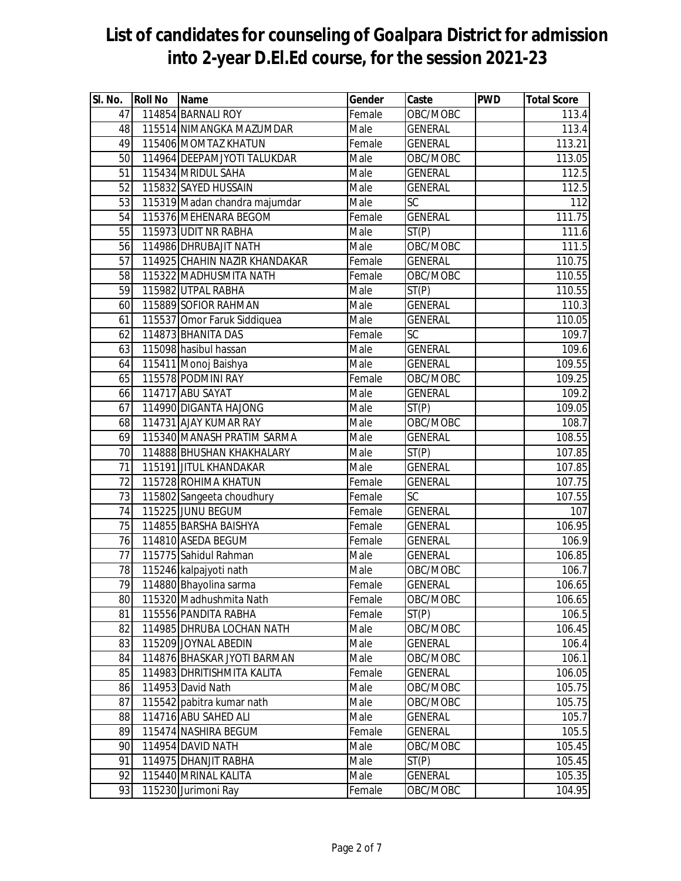# List of candidates for counseling of Goalpara District for admission into 2-year D.El.Ed course, for the session 2021-23

| Sl. No. | Roll No | Name | Gender | Caste | PWD | Total Score |
|---|---|---|---|---|---|---|
| 47 | 114854 | BARNALI ROY | Female | OBC/MOBC | | 113.4 |
| 48 | 115514 | NIMANGKA MAZUMDAR | Male | GENERAL | | 113.4 |
| 49 | 115406 | MOMTAZ KHATUN | Female | GENERAL | | 113.21 |
| 50 | 114964 | DEEPAMJYOTI TALUKDAR | Male | OBC/MOBC | | 113.05 |
| 51 | 115434 | MRIDUL SAHA | Male | GENERAL | | 112.5 |
| 52 | 115832 | SAYED HUSSAIN | Male | GENERAL | | 112.5 |
| 53 | 115319 | Madan chandra majumdar | Male | SC | | 112 |
| 54 | 115376 | MEHENARA BEGOM | Female | GENERAL | | 111.75 |
| 55 | 115973 | UDIT NR RABHA | Male | ST(P) | | 111.6 |
| 56 | 114986 | DHRUBAJIT NATH | Male | OBC/MOBC | | 111.5 |
| 57 | 114925 | CHAHIN NAZIR KHANDAKAR | Female | GENERAL | | 110.75 |
| 58 | 115322 | MADHUSMITA NATH | Female | OBC/MOBC | | 110.55 |
| 59 | 115982 | UTPAL RABHA | Male | ST(P) | | 110.55 |
| 60 | 115889 | SOFIOR RAHMAN | Male | GENERAL | | 110.3 |
| 61 | 115537 | Omor Faruk Siddiquea | Male | GENERAL | | 110.05 |
| 62 | 114873 | BHANITA DAS | Female | SC | | 109.7 |
| 63 | 115098 | hasibul hassan | Male | GENERAL | | 109.6 |
| 64 | 115411 | Monoj Baishya | Male | GENERAL | | 109.55 |
| 65 | 115578 | PODMINI RAY | Female | OBC/MOBC | | 109.25 |
| 66 | 114717 | ABU SAYAT | Male | GENERAL | | 109.2 |
| 67 | 114990 | DIGANTA HAJONG | Male | ST(P) | | 109.05 |
| 68 | 114731 | AJAY KUMAR RAY | Male | OBC/MOBC | | 108.7 |
| 69 | 115340 | MANASH PRATIM SARMA | Male | GENERAL | | 108.55 |
| 70 | 114888 | BHUSHAN KHAKHALARY | Male | ST(P) | | 107.85 |
| 71 | 115191 | JITUL KHANDAKAR | Male | GENERAL | | 107.85 |
| 72 | 115728 | ROHIMA KHATUN | Female | GENERAL | | 107.75 |
| 73 | 115802 | Sangeeta choudhury | Female | SC | | 107.55 |
| 74 | 115225 | JUNU BEGUM | Female | GENERAL | | 107 |
| 75 | 114855 | BARSHA BAISHYA | Female | GENERAL | | 106.95 |
| 76 | 114810 | ASEDA BEGUM | Female | GENERAL | | 106.9 |
| 77 | 115775 | Sahidul Rahman | Male | GENERAL | | 106.85 |
| 78 | 115246 | kalpajyoti nath | Male | OBC/MOBC | | 106.7 |
| 79 | 114880 | Bhayolina sarma | Female | GENERAL | | 106.65 |
| 80 | 115320 | Madhushmita Nath | Female | OBC/MOBC | | 106.65 |
| 81 | 115556 | PANDITA RABHA | Female | ST(P) | | 106.5 |
| 82 | 114985 | DHRUBA LOCHAN NATH | Male | OBC/MOBC | | 106.45 |
| 83 | 115209 | JOYNAL ABEDIN | Male | GENERAL | | 106.4 |
| 84 | 114876 | BHASKAR JYOTI BARMAN | Male | OBC/MOBC | | 106.1 |
| 85 | 114983 | DHRITISHMITA KALITA | Female | GENERAL | | 106.05 |
| 86 | 114953 | David Nath | Male | OBC/MOBC | | 105.75 |
| 87 | 115542 | pabitra kumar nath | Male | OBC/MOBC | | 105.75 |
| 88 | 114716 | ABU SAHED ALI | Male | GENERAL | | 105.7 |
| 89 | 115474 | NASHIRA BEGUM | Female | GENERAL | | 105.5 |
| 90 | 114954 | DAVID NATH | Male | OBC/MOBC | | 105.45 |
| 91 | 114975 | DHANJIT RABHA | Male | ST(P) | | 105.45 |
| 92 | 115440 | MRINAL KALITA | Male | GENERAL | | 105.35 |
| 93 | 115230 | Jurimoni Ray | Female | OBC/MOBC | | 104.95 |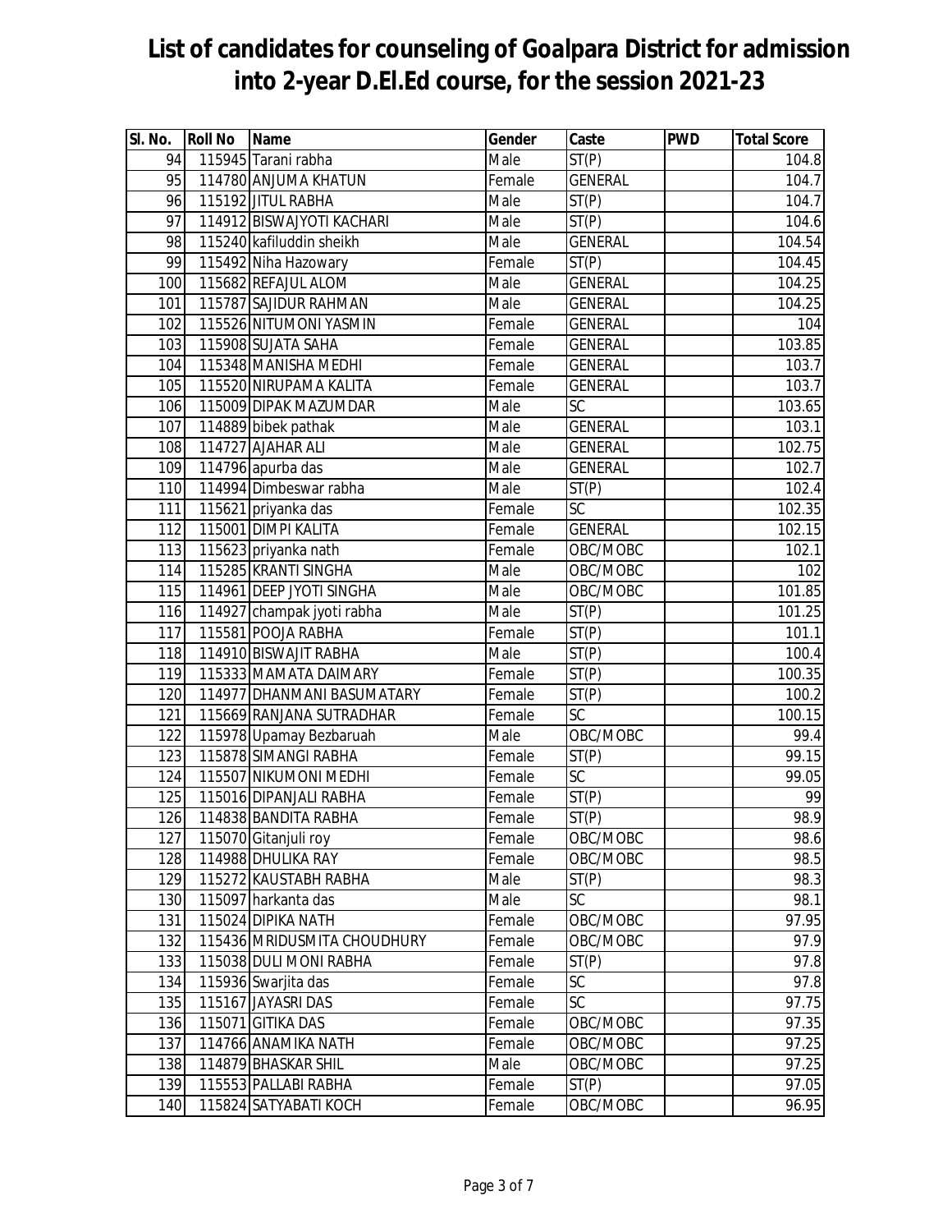# List of candidates for counseling of Goalpara District for admission into 2-year D.El.Ed course, for the session 2021-23

| Sl. No. | Roll No | Name | Gender | Caste | PWD | Total Score |
|---|---|---|---|---|---|---|
| 94 | 115945 | Tarani rabha | Male | ST(P) | | 104.8 |
| 95 | 114780 | ANJUMA KHATUN | Female | GENERAL | | 104.7 |
| 96 | 115192 | JITUL RABHA | Male | ST(P) | | 104.7 |
| 97 | 114912 | BISWAJYOTI KACHARI | Male | ST(P) | | 104.6 |
| 98 | 115240 | kafiluddin sheikh | Male | GENERAL | | 104.54 |
| 99 | 115492 | Niha Hazowary | Female | ST(P) | | 104.45 |
| 100 | 115682 | REFAJUL ALOM | Male | GENERAL | | 104.25 |
| 101 | 115787 | SAJIDUR RAHMAN | Male | GENERAL | | 104.25 |
| 102 | 115526 | NITUMONI YASMIN | Female | GENERAL | | 104 |
| 103 | 115908 | SUJATA SAHA | Female | GENERAL | | 103.85 |
| 104 | 115348 | MANISHA MEDHI | Female | GENERAL | | 103.7 |
| 105 | 115520 | NIRUPAMA KALITA | Female | GENERAL | | 103.7 |
| 106 | 115009 | DIPAK MAZUMDAR | Male | SC | | 103.65 |
| 107 | 114889 | bibek pathak | Male | GENERAL | | 103.1 |
| 108 | 114727 | AJAHAR ALI | Male | GENERAL | | 102.75 |
| 109 | 114796 | apurba das | Male | GENERAL | | 102.7 |
| 110 | 114994 | Dimbeswar rabha | Male | ST(P) | | 102.4 |
| 111 | 115621 | priyanka das | Female | SC | | 102.35 |
| 112 | 115001 | DIMPI KALITA | Female | GENERAL | | 102.15 |
| 113 | 115623 | priyanka nath | Female | OBC/MOBC | | 102.1 |
| 114 | 115285 | KRANTI SINGHA | Male | OBC/MOBC | | 102 |
| 115 | 114961 | DEEP JYOTI SINGHA | Male | OBC/MOBC | | 101.85 |
| 116 | 114927 | champak jyoti rabha | Male | ST(P) | | 101.25 |
| 117 | 115581 | POOJA RABHA | Female | ST(P) | | 101.1 |
| 118 | 114910 | BISWAJIT RABHA | Male | ST(P) | | 100.4 |
| 119 | 115333 | MAMATA DAIMARY | Female | ST(P) | | 100.35 |
| 120 | 114977 | DHANMANI BASUMATARY | Female | ST(P) | | 100.2 |
| 121 | 115669 | RANJANA SUTRADHAR | Female | SC | | 100.15 |
| 122 | 115978 | Upamay Bezbaruah | Male | OBC/MOBC | | 99.4 |
| 123 | 115878 | SIMANGI RABHA | Female | ST(P) | | 99.15 |
| 124 | 115507 | NIKUMONI MEDHI | Female | SC | | 99.05 |
| 125 | 115016 | DIPANJALI RABHA | Female | ST(P) | | 99 |
| 126 | 114838 | BANDITA RABHA | Female | ST(P) | | 98.9 |
| 127 | 115070 | Gitanjuli roy | Female | OBC/MOBC | | 98.6 |
| 128 | 114988 | DHULIKA RAY | Female | OBC/MOBC | | 98.5 |
| 129 | 115272 | KAUSTABH RABHA | Male | ST(P) | | 98.3 |
| 130 | 115097 | harkanta das | Male | SC | | 98.1 |
| 131 | 115024 | DIPIKA NATH | Female | OBC/MOBC | | 97.95 |
| 132 | 115436 | MRIDUSMITA CHOUDHURY | Female | OBC/MOBC | | 97.9 |
| 133 | 115038 | DULI MONI RABHA | Female | ST(P) | | 97.8 |
| 134 | 115936 | Swarjita das | Female | SC | | 97.8 |
| 135 | 115167 | JAYASRI DAS | Female | SC | | 97.75 |
| 136 | 115071 | GITIKA DAS | Female | OBC/MOBC | | 97.35 |
| 137 | 114766 | ANAMIKA NATH | Female | OBC/MOBC | | 97.25 |
| 138 | 114879 | BHASKAR SHIL | Male | OBC/MOBC | | 97.25 |
| 139 | 115553 | PALLABI RABHA | Female | ST(P) | | 97.05 |
| 140 | 115824 | SATYABATI KOCH | Female | OBC/MOBC | | 96.95 |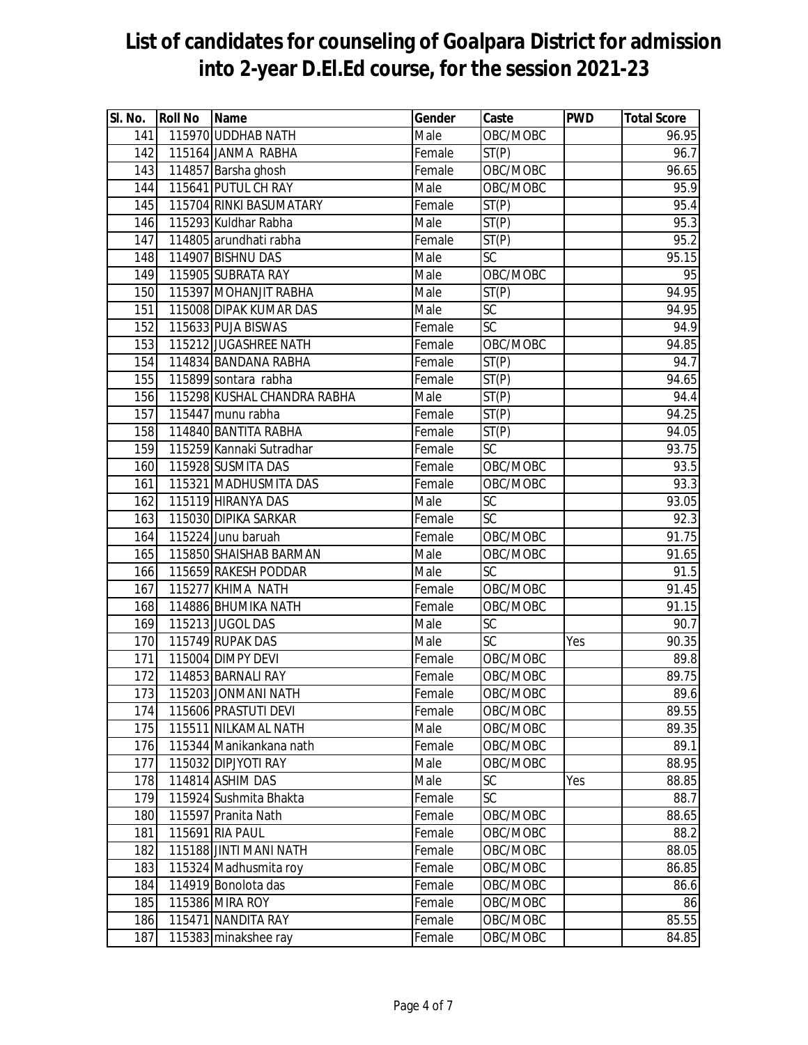# List of candidates for counseling of Goalpara District for admission into 2-year D.El.Ed course, for the session 2021-23

| Sl. No. | Roll No | Name | Gender | Caste | PWD | Total Score |
|---|---|---|---|---|---|---|
| 141 | 115970 | UDDHAB NATH | Male | OBC/MOBC | | 96.95 |
| 142 | 115164 | JANMA RABHA | Female | ST(P) | | 96.7 |
| 143 | 114857 | Barsha ghosh | Female | OBC/MOBC | | 96.65 |
| 144 | 115641 | PUTUL CH RAY | Male | OBC/MOBC | | 95.9 |
| 145 | 115704 | RINKI BASUMATARY | Female | ST(P) | | 95.4 |
| 146 | 115293 | Kuldhar Rabha | Male | ST(P) | | 95.3 |
| 147 | 114805 | arundhati rabha | Female | ST(P) | | 95.2 |
| 148 | 114907 | BISHNU DAS | Male | SC | | 95.15 |
| 149 | 115905 | SUBRATA RAY | Male | OBC/MOBC | | 95 |
| 150 | 115397 | MOHANJIT RABHA | Male | ST(P) | | 94.95 |
| 151 | 115008 | DIPAK KUMAR DAS | Male | SC | | 94.95 |
| 152 | 115633 | PUJA BISWAS | Female | SC | | 94.9 |
| 153 | 115212 | JUGASHREE NATH | Female | OBC/MOBC | | 94.85 |
| 154 | 114834 | BANDANA RABHA | Female | ST(P) | | 94.7 |
| 155 | 115899 | sontara rabha | Female | ST(P) | | 94.65 |
| 156 | 115298 | KUSHAL CHANDRA RABHA | Male | ST(P) | | 94.4 |
| 157 | 115447 | munu rabha | Female | ST(P) | | 94.25 |
| 158 | 114840 | BANTITA RABHA | Female | ST(P) | | 94.05 |
| 159 | 115259 | Kannaki Sutradhar | Female | SC | | 93.75 |
| 160 | 115928 | SUSMITA DAS | Female | OBC/MOBC | | 93.5 |
| 161 | 115321 | MADHUSMITA DAS | Female | OBC/MOBC | | 93.3 |
| 162 | 115119 | HIRANYA DAS | Male | SC | | 93.05 |
| 163 | 115030 | DIPIKA SARKAR | Female | SC | | 92.3 |
| 164 | 115224 | Junu baruah | Female | OBC/MOBC | | 91.75 |
| 165 | 115850 | SHAISHAB BARMAN | Male | OBC/MOBC | | 91.65 |
| 166 | 115659 | RAKESH PODDAR | Male | SC | | 91.5 |
| 167 | 115277 | KHIMA NATH | Female | OBC/MOBC | | 91.45 |
| 168 | 114886 | BHUMIKA NATH | Female | OBC/MOBC | | 91.15 |
| 169 | 115213 | JUGOL DAS | Male | SC | | 90.7 |
| 170 | 115749 | RUPAK DAS | Male | SC | Yes | 90.35 |
| 171 | 115004 | DIMPY DEVI | Female | OBC/MOBC | | 89.8 |
| 172 | 114853 | BARNALI RAY | Female | OBC/MOBC | | 89.75 |
| 173 | 115203 | JONMANI NATH | Female | OBC/MOBC | | 89.6 |
| 174 | 115606 | PRASTUTI DEVI | Female | OBC/MOBC | | 89.55 |
| 175 | 115511 | NILKAMAL NATH | Male | OBC/MOBC | | 89.35 |
| 176 | 115344 | Manikankana nath | Female | OBC/MOBC | | 89.1 |
| 177 | 115032 | DIPJYOTI RAY | Male | OBC/MOBC | | 88.95 |
| 178 | 114814 | ASHIM DAS | Male | SC | Yes | 88.85 |
| 179 | 115924 | Sushmita Bhakta | Female | SC | | 88.7 |
| 180 | 115597 | Pranita Nath | Female | OBC/MOBC | | 88.65 |
| 181 | 115691 | RIA PAUL | Female | OBC/MOBC | | 88.2 |
| 182 | 115188 | JINTI MANI NATH | Female | OBC/MOBC | | 88.05 |
| 183 | 115324 | Madhusmita roy | Female | OBC/MOBC | | 86.85 |
| 184 | 114919 | Bonolota das | Female | OBC/MOBC | | 86.6 |
| 185 | 115386 | MIRA ROY | Female | OBC/MOBC | | 86 |
| 186 | 115471 | NANDITA RAY | Female | OBC/MOBC | | 85.55 |
| 187 | 115383 | minakshee ray | Female | OBC/MOBC | | 84.85 |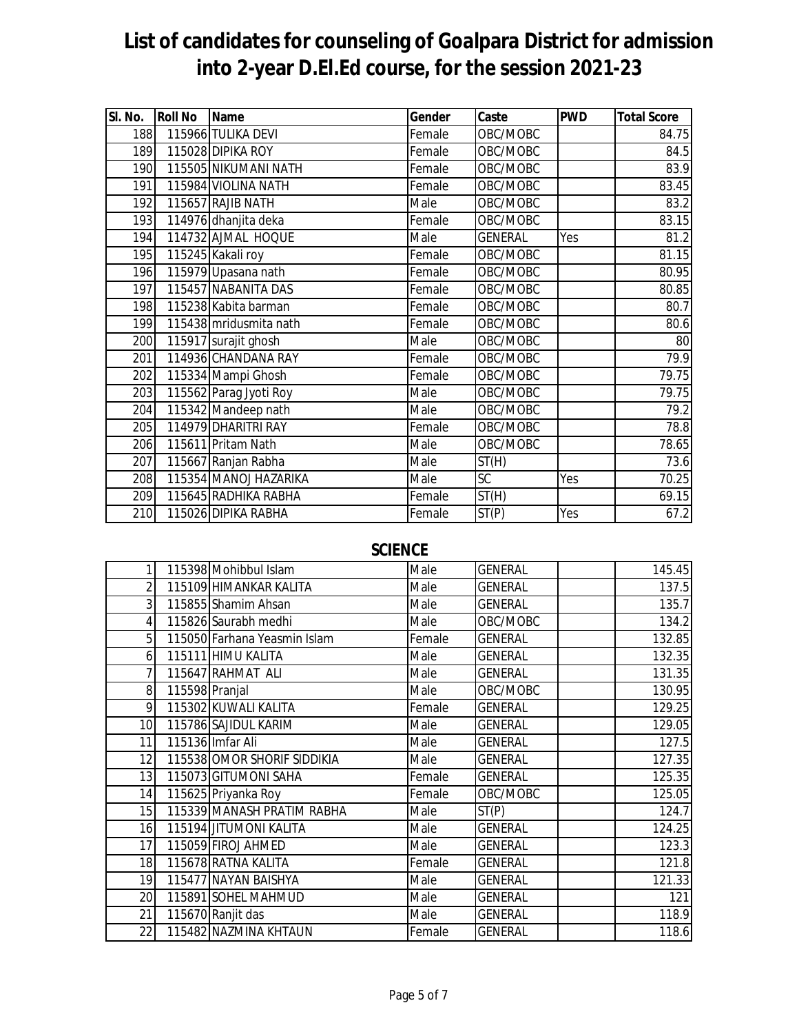# List of candidates for counseling of Goalpara District for admission into 2-year D.El.Ed course, for the session 2021-23

| Sl. No. | Roll No | Name | Gender | Caste | PWD | Total Score |
|---|---|---|---|---|---|---|
| 188 | 115966 | TULIKA DEVI | Female | OBC/MOBC | | 84.75 |
| 189 | 115028 | DIPIKA ROY | Female | OBC/MOBC | | 84.5 |
| 190 | 115505 | NIKUMANI NATH | Female | OBC/MOBC | | 83.9 |
| 191 | 115984 | VIOLINA NATH | Female | OBC/MOBC | | 83.45 |
| 192 | 115657 | RAJIB NATH | Male | OBC/MOBC | | 83.2 |
| 193 | 114976 | dhanjita deka | Female | OBC/MOBC | | 83.15 |
| 194 | 114732 | AJMAL HOQUE | Male | GENERAL | Yes | 81.2 |
| 195 | 115245 | Kakali roy | Female | OBC/MOBC | | 81.15 |
| 196 | 115979 | Upasana nath | Female | OBC/MOBC | | 80.95 |
| 197 | 115457 | NABANITA DAS | Female | OBC/MOBC | | 80.85 |
| 198 | 115238 | Kabita barman | Female | OBC/MOBC | | 80.7 |
| 199 | 115438 | mridusmita nath | Female | OBC/MOBC | | 80.6 |
| 200 | 115917 | surajit ghosh | Male | OBC/MOBC | | 80 |
| 201 | 114936 | CHANDANA RAY | Female | OBC/MOBC | | 79.9 |
| 202 | 115334 | Mampi Ghosh | Female | OBC/MOBC | | 79.75 |
| 203 | 115562 | Parag Jyoti Roy | Male | OBC/MOBC | | 79.75 |
| 204 | 115342 | Mandeep nath | Male | OBC/MOBC | | 79.2 |
| 205 | 114979 | DHARITRI RAY | Female | OBC/MOBC | | 78.8 |
| 206 | 115611 | Pritam Nath | Male | OBC/MOBC | | 78.65 |
| 207 | 115667 | Ranjan Rabha | Male | ST(H) | | 73.6 |
| 208 | 115354 | MANOJ HAZARIKA | Male | SC | Yes | 70.25 |
| 209 | 115645 | RADHIKA RABHA | Female | ST(H) | | 69.15 |
| 210 | 115026 | DIPIKA RABHA | Female | ST(P) | Yes | 67.2 |

## SCIENCE

| Sl. No. | Roll No | Name | Gender | Caste | PWD | Total Score |
|---|---|---|---|---|---|---|
| 1 | 115398 | Mohibbul Islam | Male | GENERAL | | 145.45 |
| 2 | 115109 | HIMANKAR KALITA | Male | GENERAL | | 137.5 |
| 3 | 115855 | Shamim Ahsan | Male | GENERAL | | 135.7 |
| 4 | 115826 | Saurabh medhi | Male | OBC/MOBC | | 134.2 |
| 5 | 115050 | Farhana Yeasmin Islam | Female | GENERAL | | 132.85 |
| 6 | 115111 | HIMU KALITA | Male | GENERAL | | 132.35 |
| 7 | 115647 | RAHMAT ALI | Male | GENERAL | | 131.35 |
| 8 | 115598 | Pranjal | Male | OBC/MOBC | | 130.95 |
| 9 | 115302 | KUWALI KALITA | Female | GENERAL | | 129.25 |
| 10 | 115786 | SAJIDUL KARIM | Male | GENERAL | | 129.05 |
| 11 | 115136 | Imfar Ali | Male | GENERAL | | 127.5 |
| 12 | 115538 | OMOR SHORIF SIDDIKIA | Male | GENERAL | | 127.35 |
| 13 | 115073 | GITUMONI SAHA | Female | GENERAL | | 125.35 |
| 14 | 115625 | Priyanka Roy | Female | OBC/MOBC | | 125.05 |
| 15 | 115339 | MANASH PRATIM RABHA | Male | ST(P) | | 124.7 |
| 16 | 115194 | JITUMONI KALITA | Male | GENERAL | | 124.25 |
| 17 | 115059 | FIROJ AHMED | Male | GENERAL | | 123.3 |
| 18 | 115678 | RATNA KALITA | Female | GENERAL | | 121.8 |
| 19 | 115477 | NAYAN BAISHYA | Male | GENERAL | | 121.33 |
| 20 | 115891 | SOHEL MAHMUD | Male | GENERAL | | 121 |
| 21 | 115670 | Ranjit das | Male | GENERAL | | 118.9 |
| 22 | 115482 | NAZMINA KHTAUN | Female | GENERAL | | 118.6 |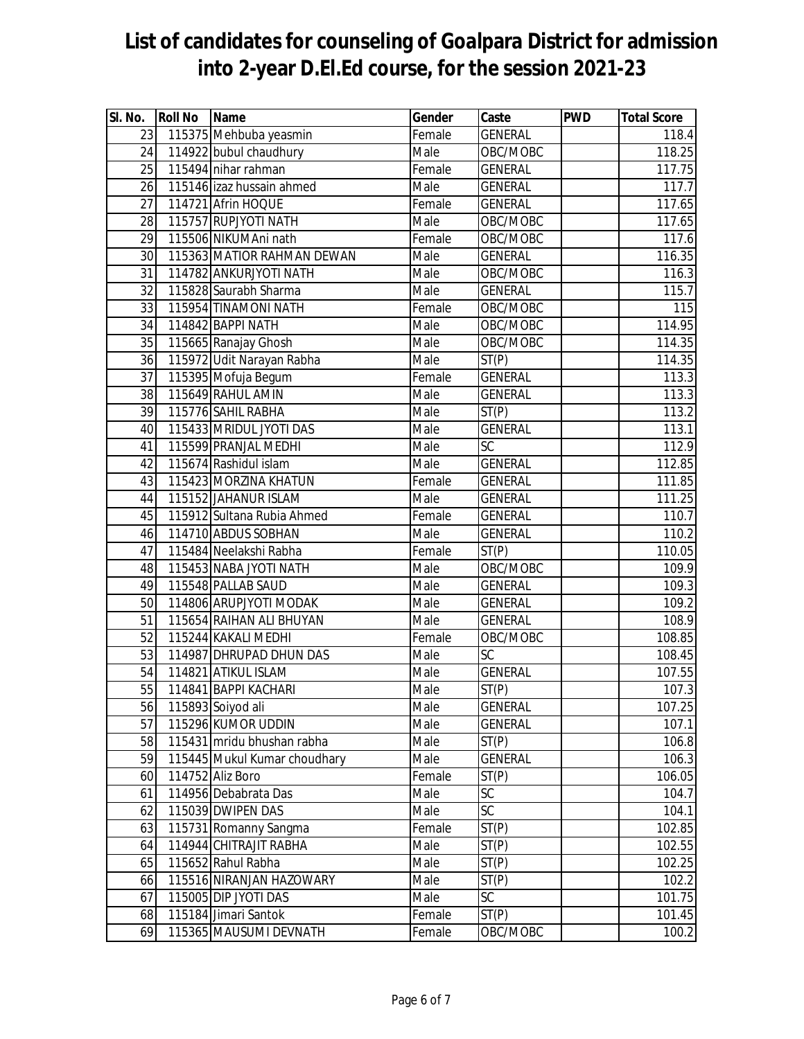# List of candidates for counseling of Goalpara District for admission into 2-year D.El.Ed course, for the session 2021-23

| Sl. No. | Roll No | Name | Gender | Caste | PWD | Total Score |
|---|---|---|---|---|---|---|
| 23 | 115375 | Mehbuba yeasmin | Female | GENERAL | | 118.4 |
| 24 | 114922 | bubul chaudhury | Male | OBC/MOBC | | 118.25 |
| 25 | 115494 | nihar rahman | Female | GENERAL | | 117.75 |
| 26 | 115146 | izaz hussain ahmed | Male | GENERAL | | 117.7 |
| 27 | 114721 | Afrin HOQUE | Female | GENERAL | | 117.65 |
| 28 | 115757 | RUPJYOTI NATH | Male | OBC/MOBC | | 117.65 |
| 29 | 115506 | NIKUMAni nath | Female | OBC/MOBC | | 117.6 |
| 30 | 115363 | MATIOR RAHMAN DEWAN | Male | GENERAL | | 116.35 |
| 31 | 114782 | ANKURJYOTI NATH | Male | OBC/MOBC | | 116.3 |
| 32 | 115828 | Saurabh Sharma | Male | GENERAL | | 115.7 |
| 33 | 115954 | TINAMONI NATH | Female | OBC/MOBC | | 115 |
| 34 | 114842 | BAPPI NATH | Male | OBC/MOBC | | 114.95 |
| 35 | 115665 | Ranajay Ghosh | Male | OBC/MOBC | | 114.35 |
| 36 | 115972 | Udit Narayan Rabha | Male | ST(P) | | 114.35 |
| 37 | 115395 | Mofuja Begum | Female | GENERAL | | 113.3 |
| 38 | 115649 | RAHUL AMIN | Male | GENERAL | | 113.3 |
| 39 | 115776 | SAHIL RABHA | Male | ST(P) | | 113.2 |
| 40 | 115433 | MRIDUL JYOTI DAS | Male | GENERAL | | 113.1 |
| 41 | 115599 | PRANJAL MEDHI | Male | SC | | 112.9 |
| 42 | 115674 | Rashidul islam | Male | GENERAL | | 112.85 |
| 43 | 115423 | MORZINA KHATUN | Female | GENERAL | | 111.85 |
| 44 | 115152 | JAHANUR ISLAM | Male | GENERAL | | 111.25 |
| 45 | 115912 | Sultana Rubia Ahmed | Female | GENERAL | | 110.7 |
| 46 | 114710 | ABDUS SOBHAN | Male | GENERAL | | 110.2 |
| 47 | 115484 | Neelakshi Rabha | Female | ST(P) | | 110.05 |
| 48 | 115453 | NABA JYOTI NATH | Male | OBC/MOBC | | 109.9 |
| 49 | 115548 | PALLAB SAUD | Male | GENERAL | | 109.3 |
| 50 | 114806 | ARUPJYOTI MODAK | Male | GENERAL | | 109.2 |
| 51 | 115654 | RAIHAN ALI BHUYAN | Male | GENERAL | | 108.9 |
| 52 | 115244 | KAKALI MEDHI | Female | OBC/MOBC | | 108.85 |
| 53 | 114987 | DHRUPAD DHUN DAS | Male | SC | | 108.45 |
| 54 | 114821 | ATIKUL ISLAM | Male | GENERAL | | 107.55 |
| 55 | 114841 | BAPPI KACHARI | Male | ST(P) | | 107.3 |
| 56 | 115893 | Soiyod ali | Male | GENERAL | | 107.25 |
| 57 | 115296 | KUMOR UDDIN | Male | GENERAL | | 107.1 |
| 58 | 115431 | mridu bhushan rabha | Male | ST(P) | | 106.8 |
| 59 | 115445 | Mukul Kumar choudhary | Male | GENERAL | | 106.3 |
| 60 | 114752 | Aliz Boro | Female | ST(P) | | 106.05 |
| 61 | 114956 | Debabrata Das | Male | SC | | 104.7 |
| 62 | 115039 | DWIPEN DAS | Male | SC | | 104.1 |
| 63 | 115731 | Romanny Sangma | Female | ST(P) | | 102.85 |
| 64 | 114944 | CHITRAJIT RABHA | Male | ST(P) | | 102.55 |
| 65 | 115652 | Rahul Rabha | Male | ST(P) | | 102.25 |
| 66 | 115516 | NIRANJAN HAZOWARY | Male | ST(P) | | 102.2 |
| 67 | 115005 | DIP JYOTI DAS | Male | SC | | 101.75 |
| 68 | 115184 | Jimari Santok | Female | ST(P) | | 101.45 |
| 69 | 115365 | MAUSUMI DEVNATH | Female | OBC/MOBC | | 100.2 |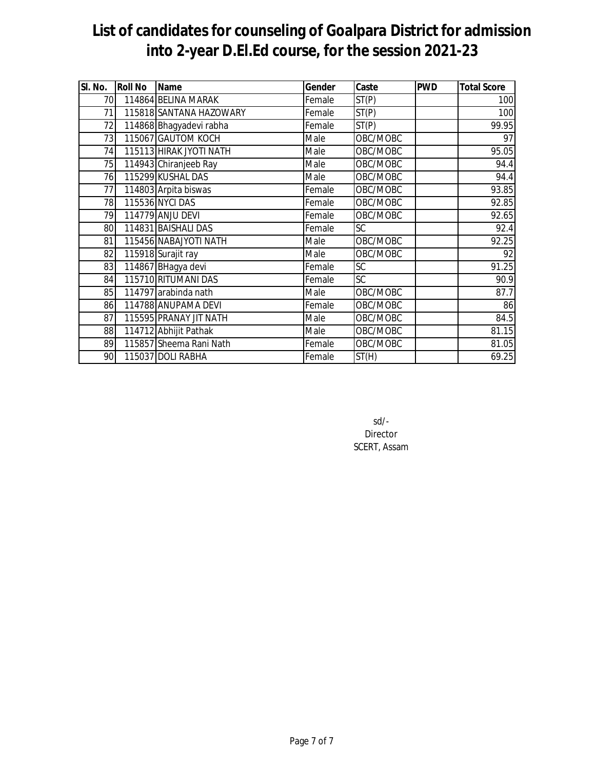# List of candidates for counseling of Goalpara District for admission into 2-year D.El.Ed course, for the session 2021-23

| Sl. No. | Roll No | Name | Gender | Caste | PWD | Total Score |
|---|---|---|---|---|---|---|
| 70 | 114864 | BELINA MARAK | Female | ST(P) | | 100 |
| 71 | 115818 | SANTANA HAZOWARY | Female | ST(P) | | 100 |
| 72 | 114868 | Bhagyadevi rabha | Female | ST(P) | | 99.95 |
| 73 | 115067 | GAUTOM KOCH | Male | OBC/MOBC | | 97 |
| 74 | 115113 | HIRAK JYOTI NATH | Male | OBC/MOBC | | 95.05 |
| 75 | 114943 | Chiranjeeb Ray | Male | OBC/MOBC | | 94.4 |
| 76 | 115299 | KUSHAL DAS | Male | OBC/MOBC | | 94.4 |
| 77 | 114803 | Arpita biswas | Female | OBC/MOBC | | 93.85 |
| 78 | 115536 | NYCI DAS | Female | OBC/MOBC | | 92.85 |
| 79 | 114779 | ANJU DEVI | Female | OBC/MOBC | | 92.65 |
| 80 | 114831 | BAISHALI DAS | Female | SC | | 92.4 |
| 81 | 115456 | NABAJYOTI NATH | Male | OBC/MOBC | | 92.25 |
| 82 | 115918 | Surajit ray | Male | OBC/MOBC | | 92 |
| 83 | 114867 | BHagya devi | Female | SC | | 91.25 |
| 84 | 115710 | RITUMANI DAS | Female | SC | | 90.9 |
| 85 | 114797 | arabinda nath | Male | OBC/MOBC | | 87.7 |
| 86 | 114788 | ANUPAMA DEVI | Female | OBC/MOBC | | 86 |
| 87 | 115595 | PRANAY JIT NATH | Male | OBC/MOBC | | 84.5 |
| 88 | 114712 | Abhijit Pathak | Male | OBC/MOBC | | 81.15 |
| 89 | 115857 | Sheema Rani Nath | Female | OBC/MOBC | | 81.05 |
| 90 | 115037 | DOLI RABHA | Female | ST(H) | | 69.25 |

sd/-
Director
SCERT, Assam